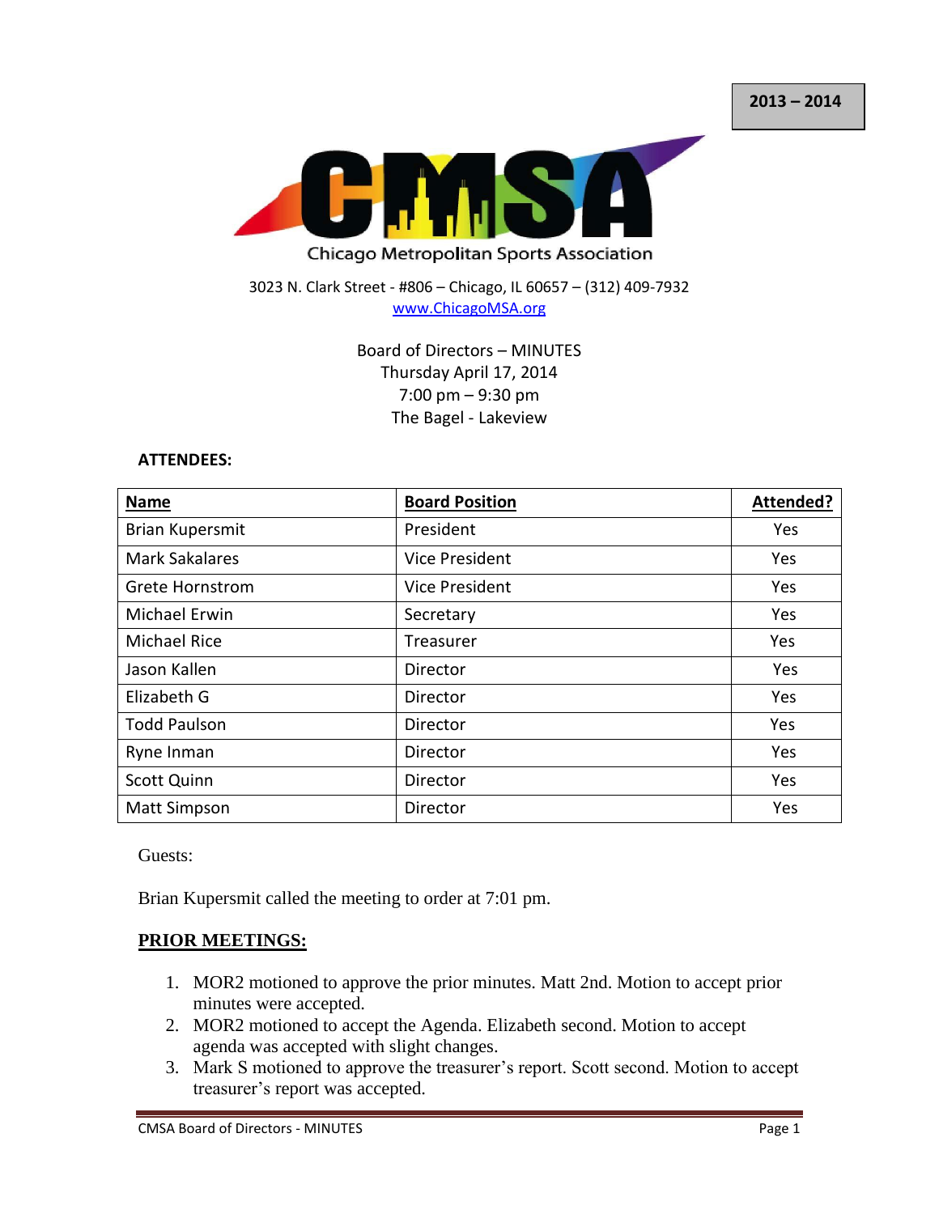**2013 – 2014**

**CMSA**

Chicago Metropolitan Sports Association

3023 N. Clark Street - #806 – Chicago, IL 60657 – (312) 409-7932
www.ChicagoMSA.org

Board of Directors – MINUTES
Thursday April 17, 2014
7:00 pm – 9:30 pm
The Bagel - Lakeview

**ATTENDEES:**

| Name | Board Position | Attended? |
|---|---|---|
| Brian Kupersmit | President | Yes |
| Mark Sakalares | Vice President | Yes |
| Grete Hornstrom | Vice President | Yes |
| Michael Erwin | Secretary | Yes |
| Michael Rice | Treasurer | Yes |
| Jason Kallen | Director | Yes |
| Elizabeth G | Director | Yes |
| Todd Paulson | Director | Yes |
| Ryne Inman | Director | Yes |
| Scott Quinn | Director | Yes |
| Matt Simpson | Director | Yes |

Guests:

Brian Kupersmit called the meeting to order at 7:01 pm.

## PRIOR MEETINGS:

1. MOR2 motioned to approve the prior minutes. Matt 2nd. Motion to accept prior minutes were accepted.
2. MOR2 motioned to accept the Agenda. Elizabeth second. Motion to accept agenda was accepted with slight changes.
3. Mark S motioned to approve the treasurer's report. Scott second. Motion to accept treasurer's report was accepted.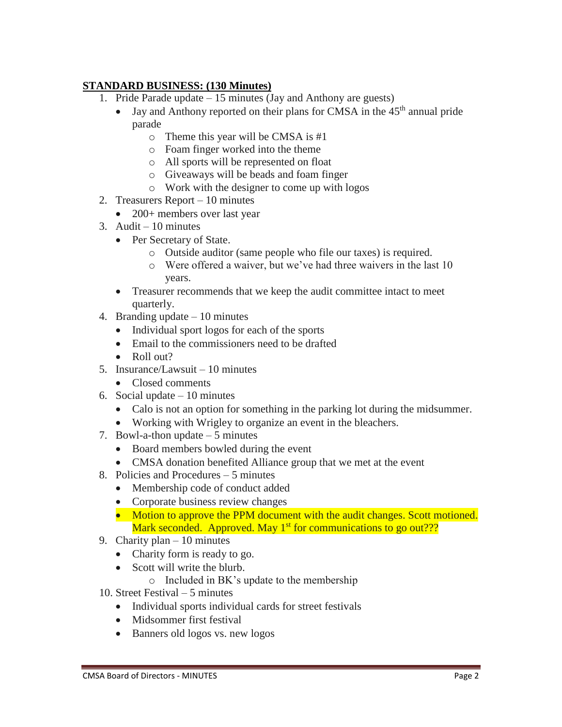**STANDARD BUSINESS: (130 Minutes)**

1. Pride Parade update – 15 minutes (Jay and Anthony are guests)
   - Jay and Anthony reported on their plans for CMSA in the 45th annual pride parade
     - Theme this year will be CMSA is #1
     - Foam finger worked into the theme
     - All sports will be represented on float
     - Giveaways will be beads and foam finger
     - Work with the designer to come up with logos
2. Treasurers Report – 10 minutes
   - 200+ members over last year
3. Audit – 10 minutes
   - Per Secretary of State.
     - Outside auditor (same people who file our taxes) is required.
     - Were offered a waiver, but we've had three waivers in the last 10 years.
   - Treasurer recommends that we keep the audit committee intact to meet quarterly.
4. Branding update – 10 minutes
   - Individual sport logos for each of the sports
   - Email to the commissioners need to be drafted
   - Roll out?
5. Insurance/Lawsuit – 10 minutes
   - Closed comments
6. Social update – 10 minutes
   - Calo is not an option for something in the parking lot during the midsummer.
   - Working with Wrigley to organize an event in the bleachers.
7. Bowl-a-thon update – 5 minutes
   - Board members bowled during the event
   - CMSA donation benefited Alliance group that we met at the event
8. Policies and Procedures – 5 minutes
   - Membership code of conduct added
   - Corporate business review changes
   - Motion to approve the PPM document with the audit changes. Scott motioned. Mark seconded. Approved. May 1st for communications to go out???
9. Charity plan – 10 minutes
   - Charity form is ready to go.
   - Scott will write the blurb.
     - Included in BK's update to the membership
10. Street Festival – 5 minutes
    - Individual sports individual cards for street festivals
    - Midsommer first festival
    - Banners old logos vs. new logos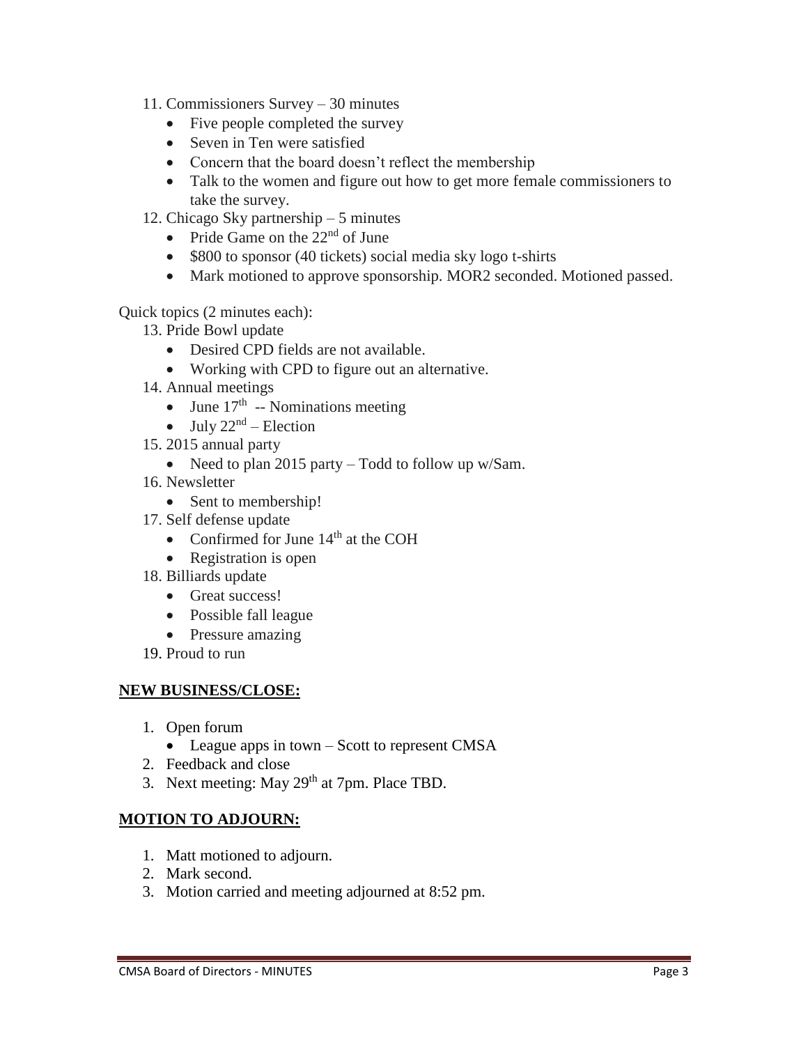11. Commissioners Survey – 30 minutes
    - Five people completed the survey
    - Seven in Ten were satisfied
    - Concern that the board doesn't reflect the membership
    - Talk to the women and figure out how to get more female commissioners to take the survey.
12. Chicago Sky partnership – 5 minutes
    - Pride Game on the 22nd of June
    - $800 to sponsor (40 tickets) social media sky logo t-shirts
    - Mark motioned to approve sponsorship. MOR2 seconded. Motioned passed.

Quick topics (2 minutes each):

13. Pride Bowl update
    - Desired CPD fields are not available.
    - Working with CPD to figure out an alternative.
14. Annual meetings
    - June 17th -- Nominations meeting
    - July 22nd – Election
15. 2015 annual party
    - Need to plan 2015 party – Todd to follow up w/Sam.
16. Newsletter
    - Sent to membership!
17. Self defense update
    - Confirmed for June 14th at the COH
    - Registration is open
18. Billiards update
    - Great success!
    - Possible fall league
    - Pressure amazing
19. Proud to run

## NEW BUSINESS/CLOSE:

1. Open forum
    - League apps in town – Scott to represent CMSA
2. Feedback and close
3. Next meeting: May 29th at 7pm. Place TBD.

## MOTION TO ADJOURN:

1. Matt motioned to adjourn.
2. Mark second.
3. Motion carried and meeting adjourned at 8:52 pm.